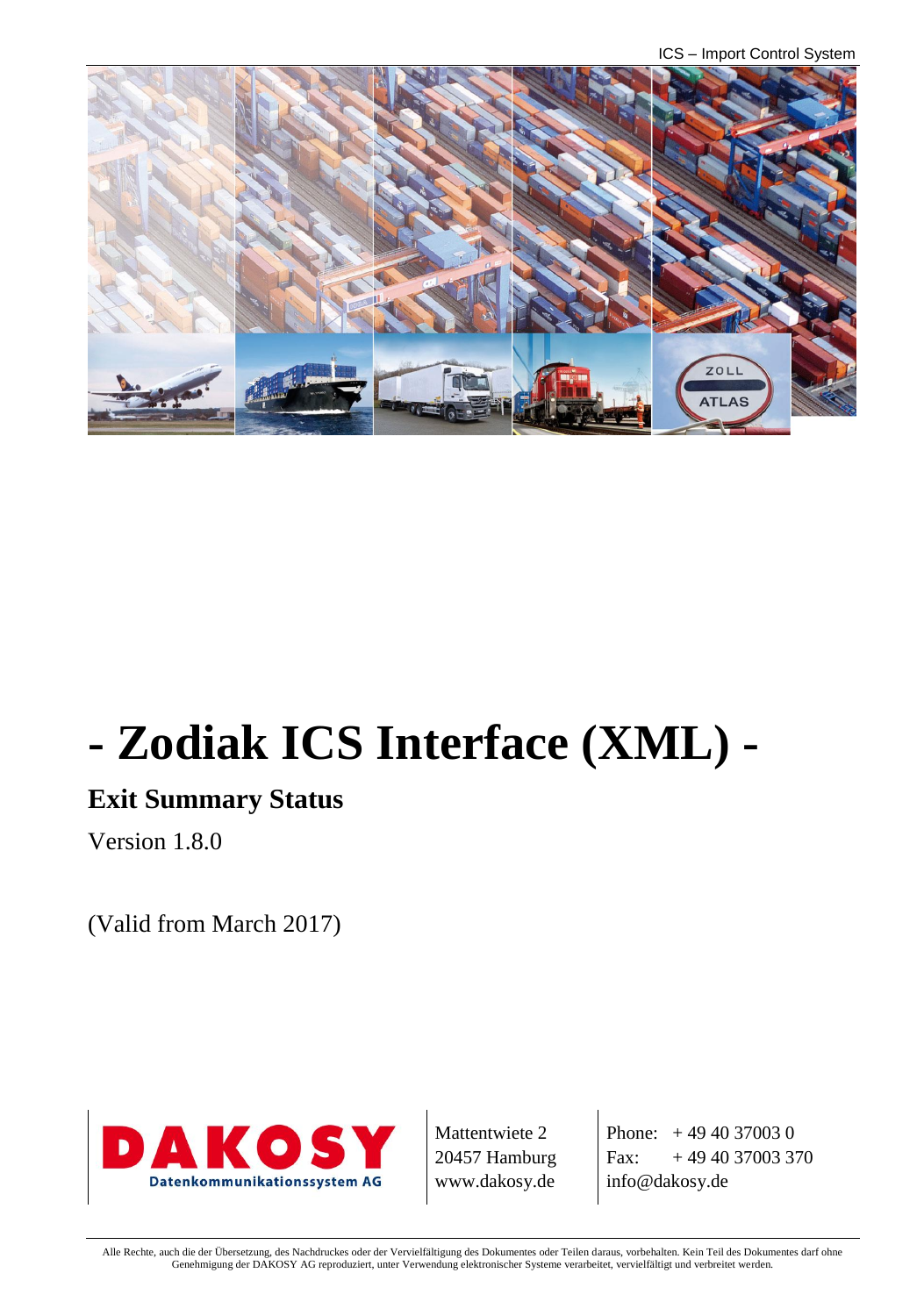# - Zodiak ICS Interface (XML) -

## Exit Summary Status

Version 1.8.0

(Valid from March 2017)

DAKOSY
Datenkommunikationssystem AG

Mattentwiete 2
20457 Hamburg
www.dakosy.de

Phone: + 49 40 37003 0
Fax: + 49 40 37003 370
info@dakosy.de

Alle Rechte, auch die der Übersetzung, des Nachdruckes oder der Vervielfältigung des Dokumentes oder Teilen daraus, vorbehalten. Kein Teil des Dokumentes darf ohne Genehmigung der DAKOSY AG reproduziert, unter Verwendung elektronischer Systeme verarbeitet, vervielfältigt und verbreitet werden.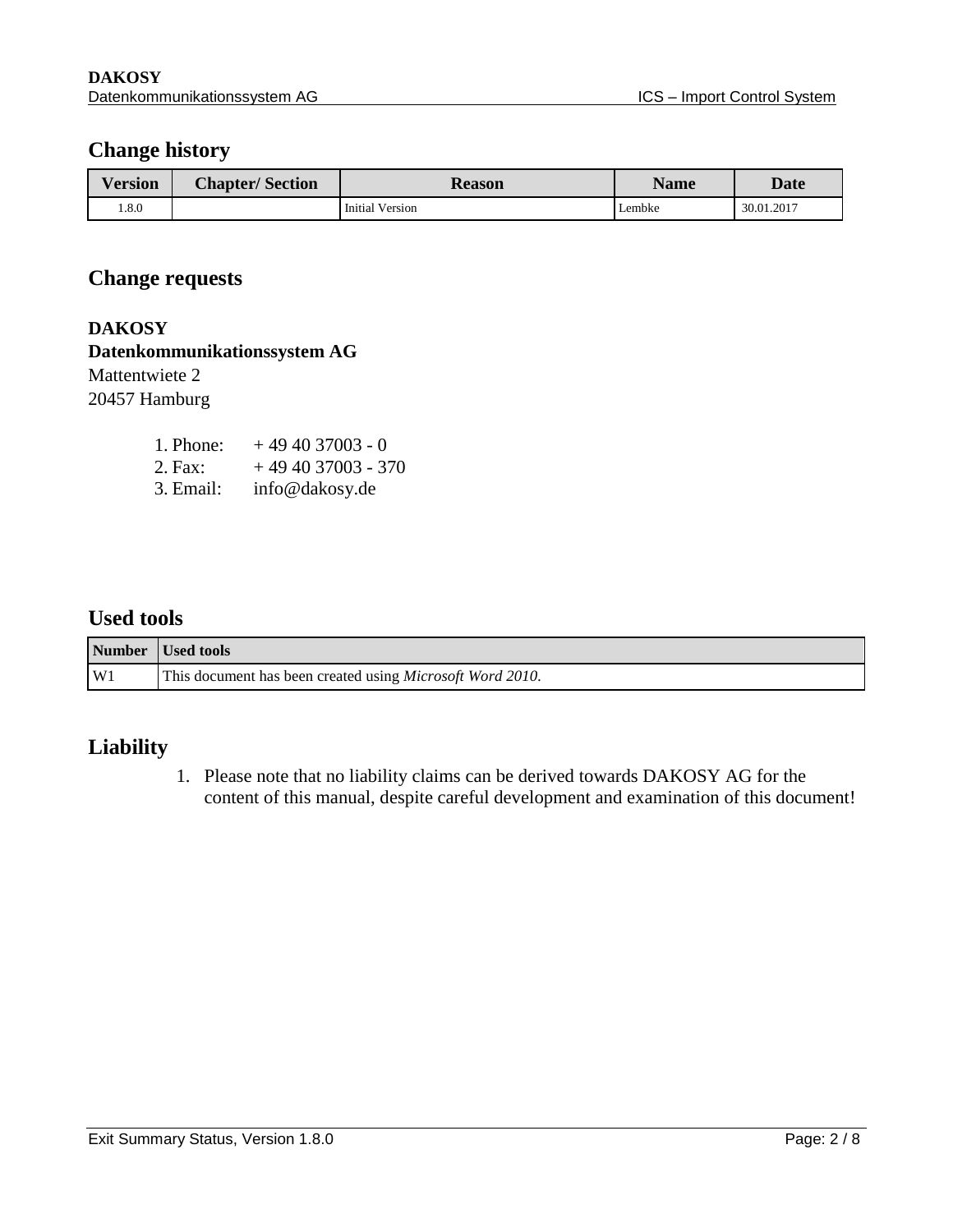## Change history

| Version | Chapter/ Section | Reason | Name | Date |
|---|---|---|---|---|
| 1.8.0 | | Initial Version | Lembke | 30.01.2017 |

## Change requests

**DAKOSY**
**Datenkommunikationssystem AG**
Mattentwiete 2
20457 Hamburg

1. Phone: + 49 40 37003 - 0
2. Fax: + 49 40 37003 - 370
3. Email: info@dakosy.de

## Used tools

| Number | Used tools |
|---|---|
| W1 | This document has been created using *Microsoft Word 2010.* |

## Liability

1. Please note that no liability claims can be derived towards DAKOSY AG for the content of this manual, despite careful development and examination of this document!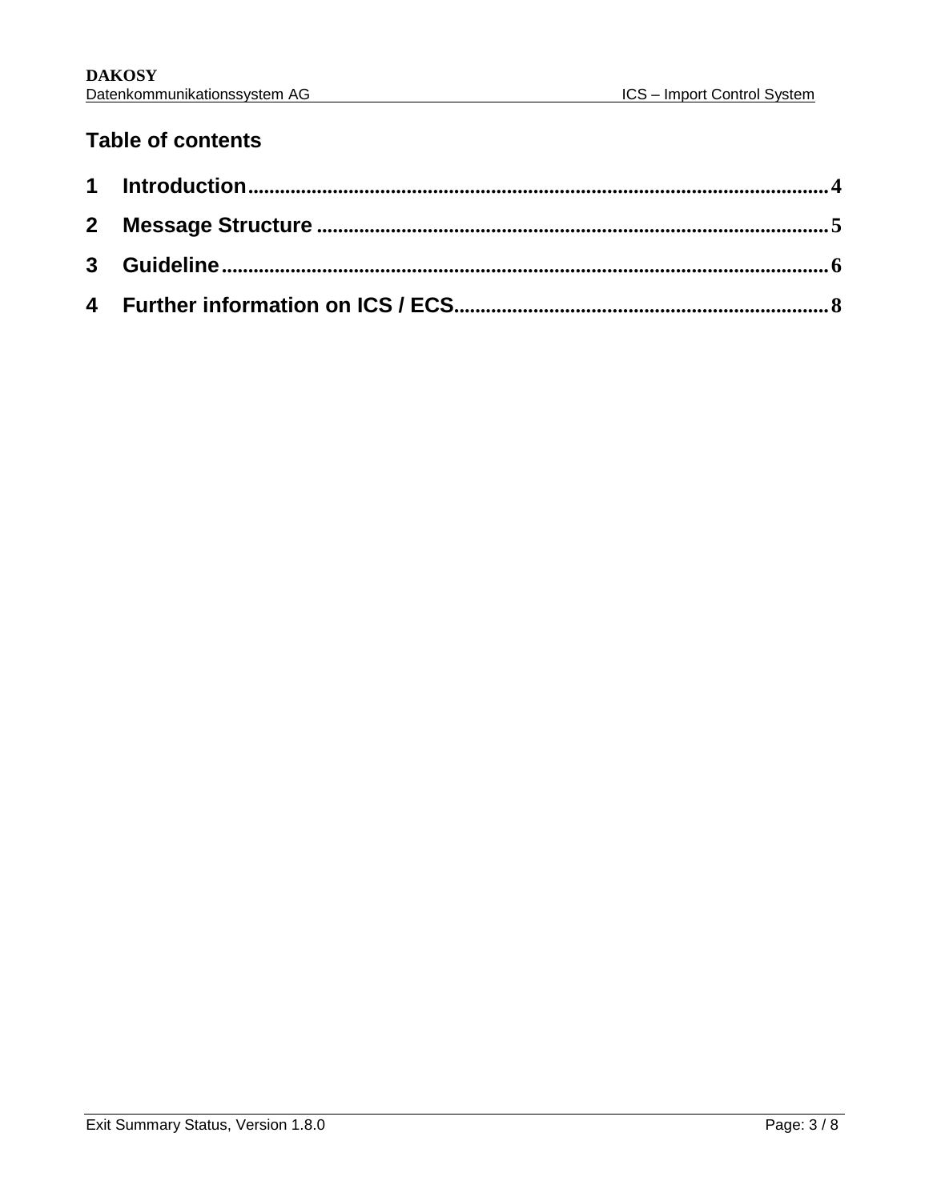## Table of contents

1 Introduction.....4

2 Message Structure.....5

3 Guideline.....6

4 Further information on ICS / ECS.....8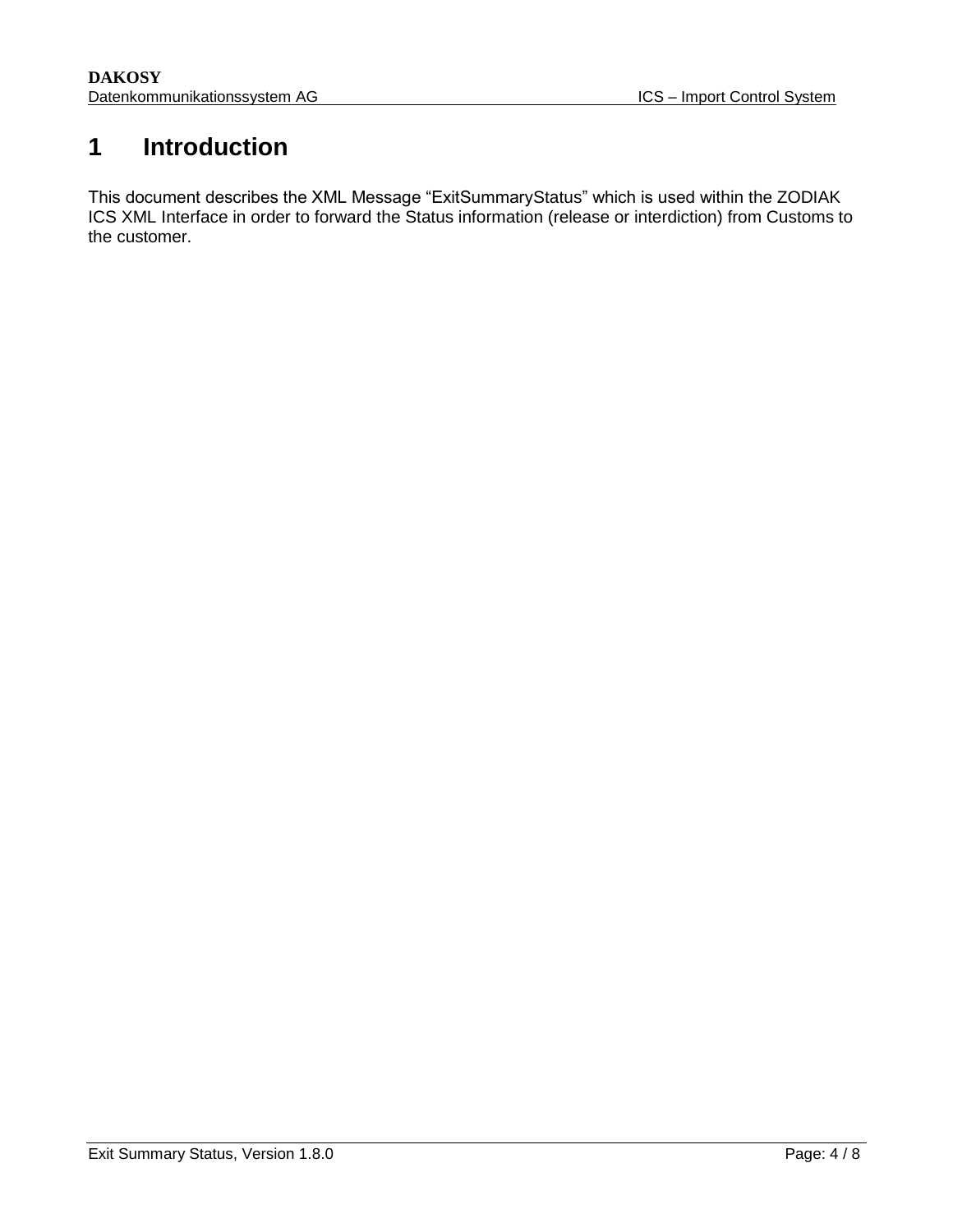# 1 Introduction

This document describes the XML Message “ExitSummaryStatus” which is used within the ZODIAK ICS XML Interface in order to forward the Status information (release or interdiction) from Customs to the customer.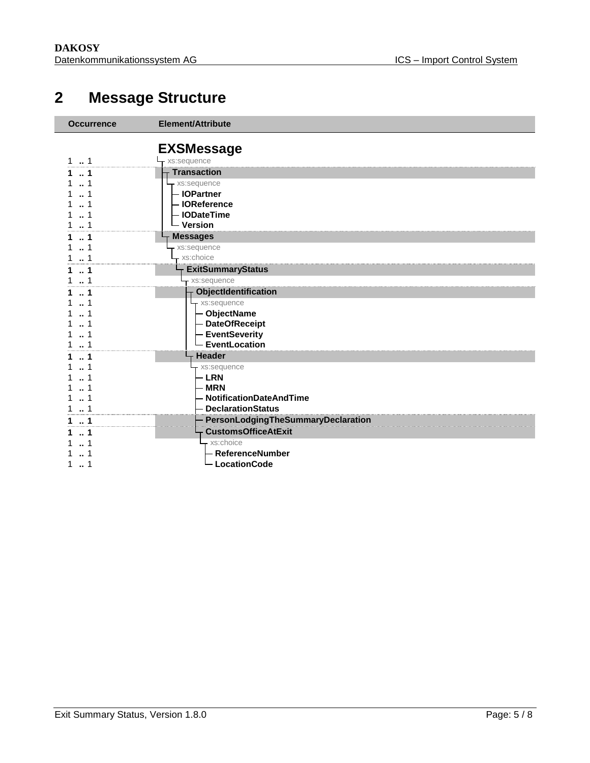## 2 Message Structure

| Occurrence | Element/Attribute |
|---|---|
| | **EXSMessage** |
| 1 .. 1 | xs:sequence |
| **1 .. 1** | **Transaction** |
| 1 .. 1 | xs:sequence |
| 1 .. 1 | **IOPartner** |
| 1 .. 1 | **IOReference** |
| 1 .. 1 | **IODateTime** |
| 1 .. 1 | **Version** |
| **1 .. 1** | **Messages** |
| 1 .. 1 | xs:sequence |
| 1 .. 1 | xs:choice |
| **1 .. 1** | **ExitSummaryStatus** |
| 1 .. 1 | xs:sequence |
| **1 .. 1** | **ObjectIdentification** |
| 1 .. 1 | xs:sequence |
| 1 .. 1 | **ObjectName** |
| 1 .. 1 | **DateOfReceipt** |
| 1 .. 1 | **EventSeverity** |
| 1 .. 1 | **EventLocation** |
| **1 .. 1** | **Header** |
| 1 .. 1 | xs:sequence |
| 1 .. 1 | **LRN** |
| 1 .. 1 | **MRN** |
| 1 .. 1 | **NotificationDateAndTime** |
| 1 .. 1 | **DeclarationStatus** |
| **1 .. 1** | **PersonLodgingTheSummaryDeclaration** |
| **1 .. 1** | **CustomsOfficeAtExit** |
| 1 .. 1 | xs:choice |
| 1 .. 1 | **ReferenceNumber** |
| 1 .. 1 | **LocationCode** |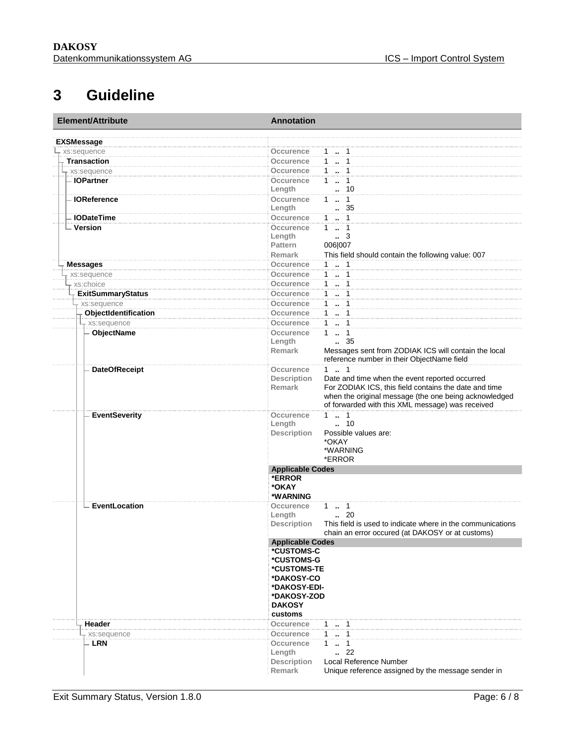# 3 Guideline

| Element/Attribute | Annotation | |
|---|---|---|
| **EXSMessage** | | |
| xs:sequence | Occurence | 1 .. 1 |
| **Transaction** | Occurence | 1 .. 1 |
| xs:sequence | Occurence | 1 .. 1 |
| **IOPartner** | Occurence | 1 .. 1 |
| | Length | .. 10 |
| **IOReference** | Occurence | 1 .. 1 |
| | Length | .. 35 |
| **IODateTime** | Occurence | 1 .. 1 |
| **Version** | Occurence | 1 .. 1 |
| | Length | .. 3 |
| | Pattern | 006\|007 |
| | Remark | This field should contain the following value: 007 |
| **Messages** | Occurence | 1 .. 1 |
| xs:sequence | Occurence | 1 .. 1 |
| xs:choice | Occurence | 1 .. 1 |
| **ExitSummaryStatus** | Occurence | 1 .. 1 |
| xs:sequence | Occurence | 1 .. 1 |
| **ObjectIdentification** | Occurence | 1 .. 1 |
| xs:sequence | Occurence | 1 .. 1 |
| **ObjectName** | Occurence | 1 .. 1 |
| | Length | .. 35 |
| | Remark | Messages sent from ZODIAK ICS will contain the local reference number in their ObjectName field |
| **DateOfReceipt** | Occurence | 1 .. 1 |
| | Description | Date and time when the event reported occurred |
| | Remark | For ZODIAK ICS, this field contains the date and time when the original message (the one being acknowledged of forwarded with this XML message) was received |
| **EventSeverity** | Occurence | 1 .. 1 |
| | Length | .. 10 |
| | Description | Possible values are: *OKAY *WARNING *ERROR |
| | **Applicable Codes** | **\*ERROR** **\*OKAY** **\*WARNING** |
| **EventLocation** | Occurence | 1 .. 1 |
| | Length | .. 20 |
| | Description | This field is used to indicate where in the communications chain an error occured (at DAKOSY or at customs) |
| | **Applicable Codes** | **\*CUSTOMS-C** **\*CUSTOMS-G** **\*CUSTOMS-TE** **\*DAKOSY-CO** **\*DAKOSY-EDI-** **\*DAKOSY-ZOD** **DAKOSY** **customs** |
| **Header** | Occurence | 1 .. 1 |
| xs:sequence | Occurence | 1 .. 1 |
| **LRN** | Occurence | 1 .. 1 |
| | Length | .. 22 |
| | Description | Local Reference Number |
| | Remark | Unique reference assigned by the message sender in |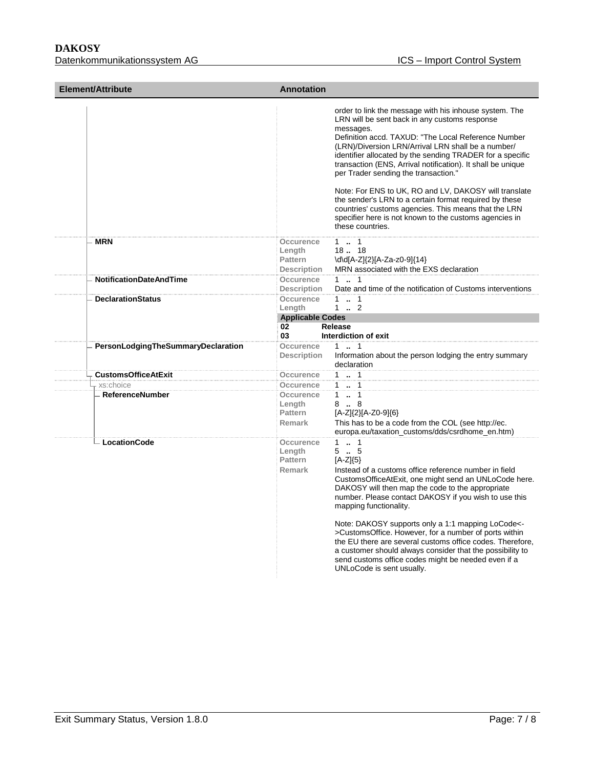| Element/Attribute | Annotation |
|---|---|
| | order to link the message with his inhouse system. The LRN will be sent back in any customs response messages.<br>Definition accd. TAXUD: "The Local Reference Number (LRN)/Diversion LRN/Arrival LRN shall be a number/ identifier allocated by the sending TRADER for a specific transaction (ENS, Arrival notification). It shall be unique per Trader sending the transaction."<br><br>Note: For ENS to UK, RO and LV, DAKOSY will translate the sender's LRN to a certain format required by these countries' customs agencies. This means that the LRN specifier here is not known to the customs agencies in these countries. |
| **MRN** | **Occurence** 1 .. 1<br>**Length** 18 .. 18<br>**Pattern** \d\d[A-Z]{2}[A-Za-z0-9]{14}<br>**Description** MRN associated with the EXS declaration |
| **NotificationDateAndTime** | **Occurence** 1 .. 1<br>**Description** Date and time of the notification of Customs interventions |
| **DeclarationStatus** | **Occurence** 1 .. 1<br>**Length** 1 .. 2<br>**Applicable Codes**<br>**02** **Release**<br>**03** **Interdiction of exit** |
| **PersonLodgingTheSummaryDeclaration** | **Occurence** 1 .. 1<br>**Description** Information about the person lodging the entry summary declaration |
| **CustomsOfficeAtExit** | **Occurence** 1 .. 1 |
| xs:choice | **Occurence** 1 .. 1 |
| **ReferenceNumber** | **Occurence** 1 .. 1<br>**Length** 8 .. 8<br>**Pattern** [A-Z]{2}[A-Z0-9]{6}<br>**Remark** This has to be a code from the COL (see http://ec.europa.eu/taxation_customs/dds/csrdhome_en.htm) |
| **LocationCode** | **Occurence** 1 .. 1<br>**Length** 5 .. 5<br>**Pattern** [A-Z]{5}<br>**Remark** Instead of a customs office reference number in field CustomsOfficeAtExit, one might send an UNLoCode here. DAKOSY will then map the code to the appropriate number. Please contact DAKOSY if you wish to use this mapping functionality.<br><br>Note: DAKOSY supports only a 1:1 mapping LoCode<->CustomsOffice. However, for a number of ports within the EU there are several customs office codes. Therefore, a customer should always consider that the possibility to send customs office codes might be needed even if a UNLoCode is sent usually. |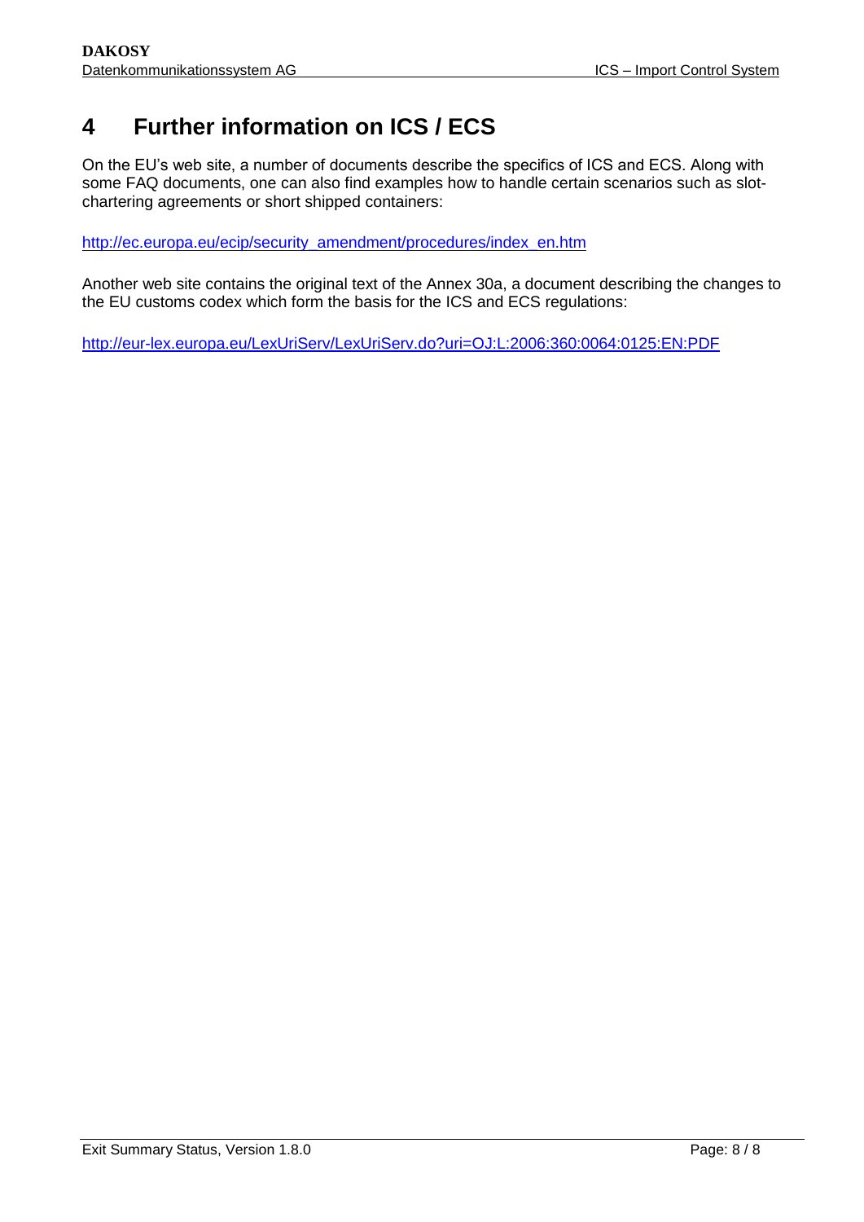# 4 Further information on ICS / ECS

On the EU's web site, a number of documents describe the specifics of ICS and ECS. Along with some FAQ documents, one can also find examples how to handle certain scenarios such as slot-chartering agreements or short shipped containers:

http://ec.europa.eu/ecip/security_amendment/procedures/index_en.htm

Another web site contains the original text of the Annex 30a, a document describing the changes to the EU customs codex which form the basis for the ICS and ECS regulations:

http://eur-lex.europa.eu/LexUriServ/LexUriServ.do?uri=OJ:L:2006:360:0064:0125:EN:PDF